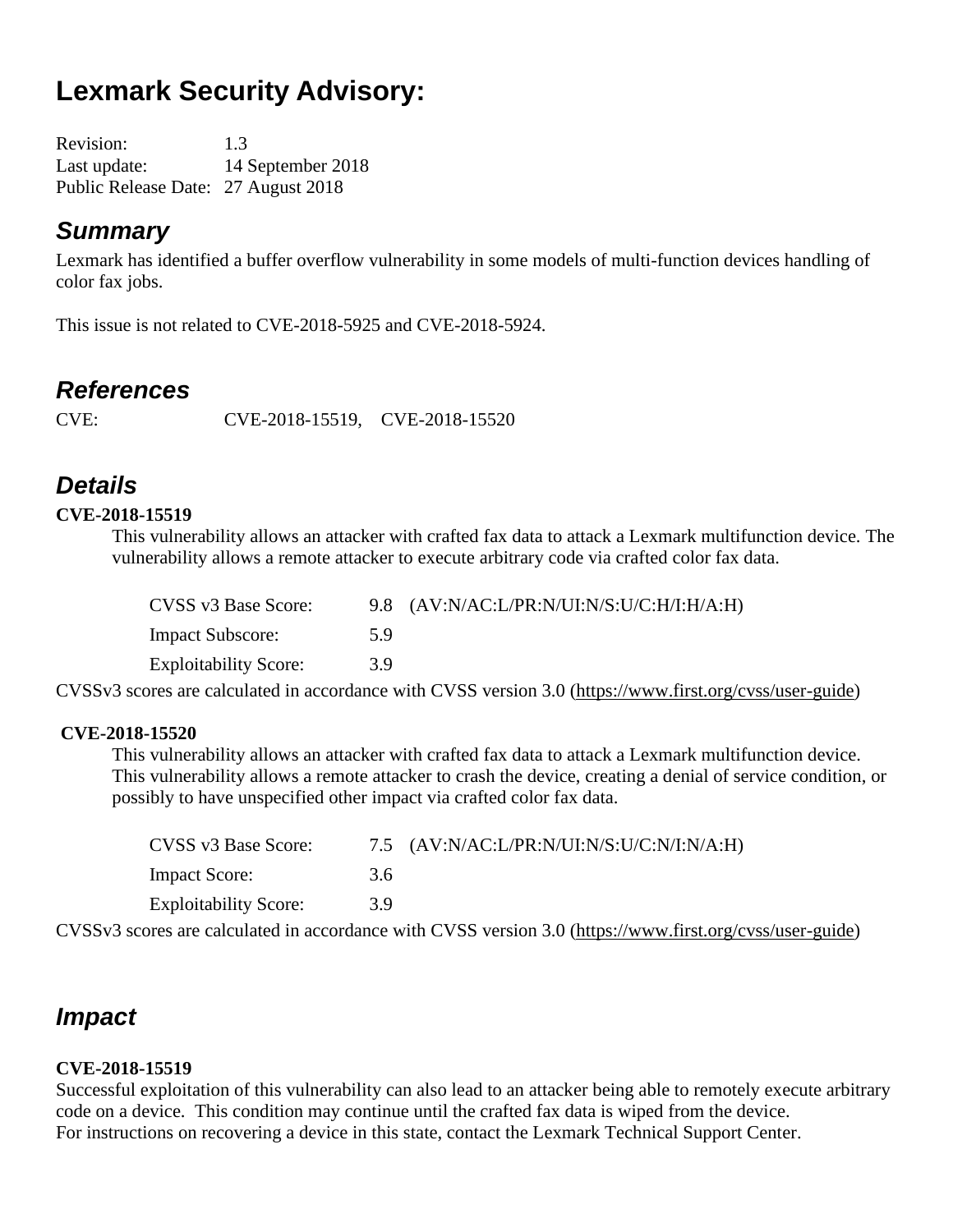# Lexmark Security Advisory:

Revision: 1.3
Last update: 14 September 2018
Public Release Date: 27 August 2018

## *Summary*

Lexmark has identified a buffer overflow vulnerability in some models of multi-function devices handling of color fax jobs.

This issue is not related to CVE-2018-5925 and CVE-2018-5924.

## *References*

CVE: CVE-2018-15519, CVE-2018-15520

## *Details*

**CVE-2018-15519**

This vulnerability allows an attacker with crafted fax data to attack a Lexmark multifunction device. The vulnerability allows a remote attacker to execute arbitrary code via crafted color fax data.

| | | |
|---|---|---|
| CVSS v3 Base Score: | 9.8 | (AV:N/AC:L/PR:N/UI:N/S:U/C:H/I:H/A:H) |
| Impact Subscore: | 5.9 | |
| Exploitability Score: | 3.9 | |

CVSSv3 scores are calculated in accordance with CVSS version 3.0 (https://www.first.org/cvss/user-guide)

**CVE-2018-15520**

This vulnerability allows an attacker with crafted fax data to attack a Lexmark multifunction device. This vulnerability allows a remote attacker to crash the device, creating a denial of service condition, or possibly to have unspecified other impact via crafted color fax data.

| | | |
|---|---|---|
| CVSS v3 Base Score: | 7.5 | (AV:N/AC:L/PR:N/UI:N/S:U/C:N/I:N/A:H) |
| Impact Score: | 3.6 | |
| Exploitability Score: | 3.9 | |

CVSSv3 scores are calculated in accordance with CVSS version 3.0 (https://www.first.org/cvss/user-guide)

## *Impact*

**CVE-2018-15519**

Successful exploitation of this vulnerability can also lead to an attacker being able to remotely execute arbitrary code on a device. This condition may continue until the crafted fax data is wiped from the device.
For instructions on recovering a device in this state, contact the Lexmark Technical Support Center.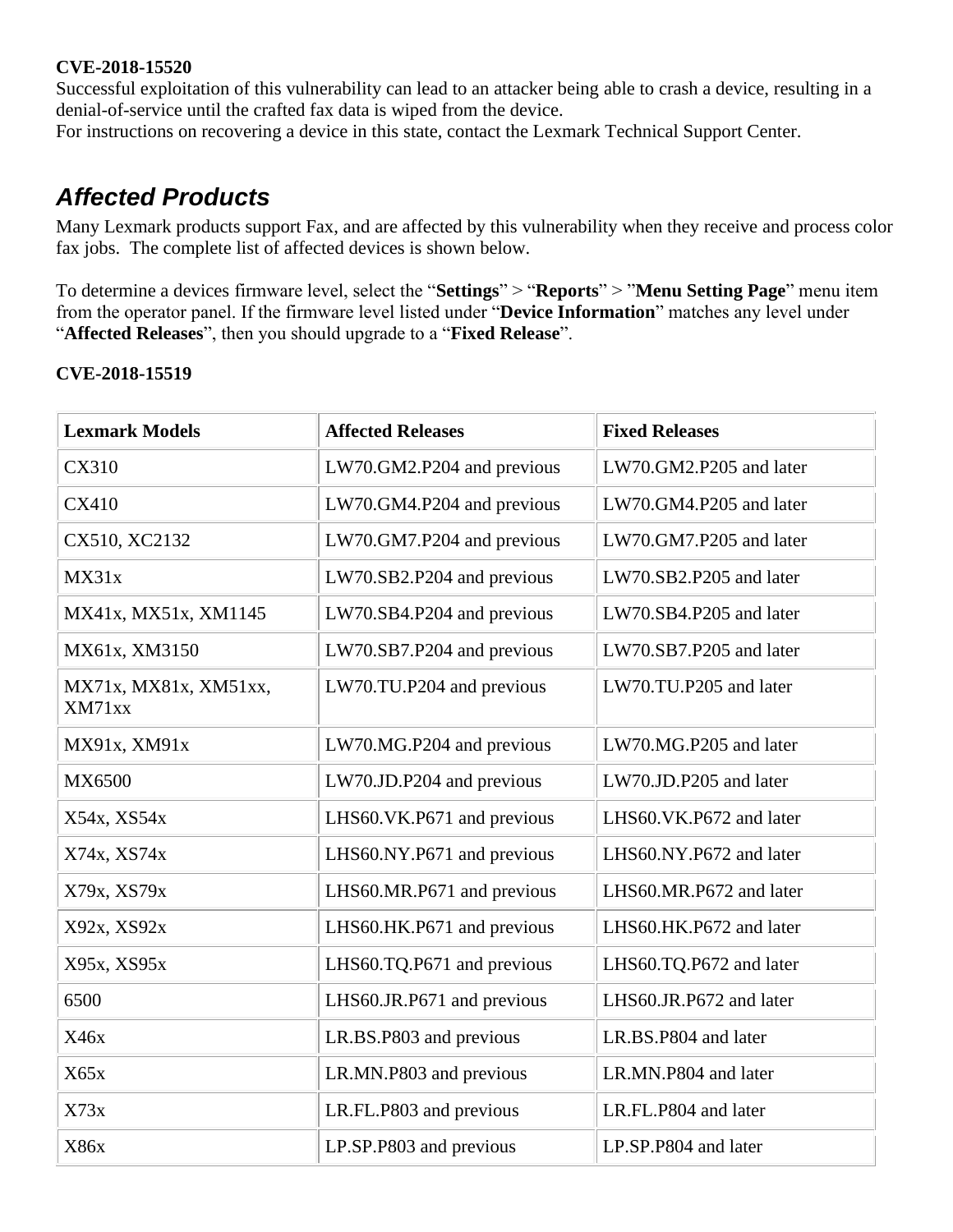**CVE-2018-15520**
Successful exploitation of this vulnerability can lead to an attacker being able to crash a device, resulting in a denial-of-service until the crafted fax data is wiped from the device.
For instructions on recovering a device in this state, contact the Lexmark Technical Support Center.

## *Affected Products*

Many Lexmark products support Fax, and are affected by this vulnerability when they receive and process color fax jobs.  The complete list of affected devices is shown below.

To determine a devices firmware level, select the "**Settings**" > "**Reports**" > "**Menu Setting Page**" menu item from the operator panel. If the firmware level listed under "**Device Information**" matches any level under "**Affected Releases**", then you should upgrade to a "**Fixed Release**".

**CVE-2018-15519**

| **Lexmark Models** | **Affected Releases** | **Fixed Releases** |
| --- | --- | --- |
| CX310 | LW70.GM2.P204 and previous | LW70.GM2.P205 and later |
| CX410 | LW70.GM4.P204 and previous | LW70.GM4.P205 and later |
| CX510, XC2132 | LW70.GM7.P204 and previous | LW70.GM7.P205 and later |
| MX31x | LW70.SB2.P204 and previous | LW70.SB2.P205 and later |
| MX41x, MX51x, XM1145 | LW70.SB4.P204 and previous | LW70.SB4.P205 and later |
| MX61x, XM3150 | LW70.SB7.P204 and previous | LW70.SB7.P205 and later |
| MX71x, MX81x, XM51xx, XM71xx | LW70.TU.P204 and previous | LW70.TU.P205 and later |
| MX91x, XM91x | LW70.MG.P204 and previous | LW70.MG.P205 and later |
| MX6500 | LW70.JD.P204 and previous | LW70.JD.P205 and later |
| X54x, XS54x | LHS60.VK.P671 and previous | LHS60.VK.P672 and later |
| X74x, XS74x | LHS60.NY.P671 and previous | LHS60.NY.P672 and later |
| X79x, XS79x | LHS60.MR.P671 and previous | LHS60.MR.P672 and later |
| X92x, XS92x | LHS60.HK.P671 and previous | LHS60.HK.P672 and later |
| X95x, XS95x | LHS60.TQ.P671 and previous | LHS60.TQ.P672 and later |
| 6500 | LHS60.JR.P671 and previous | LHS60.JR.P672 and later |
| X46x | LR.BS.P803 and previous | LR.BS.P804 and later |
| X65x | LR.MN.P803 and previous | LR.MN.P804 and later |
| X73x | LR.FL.P803 and previous | LR.FL.P804 and later |
| X86x | LP.SP.P803 and previous | LP.SP.P804 and later |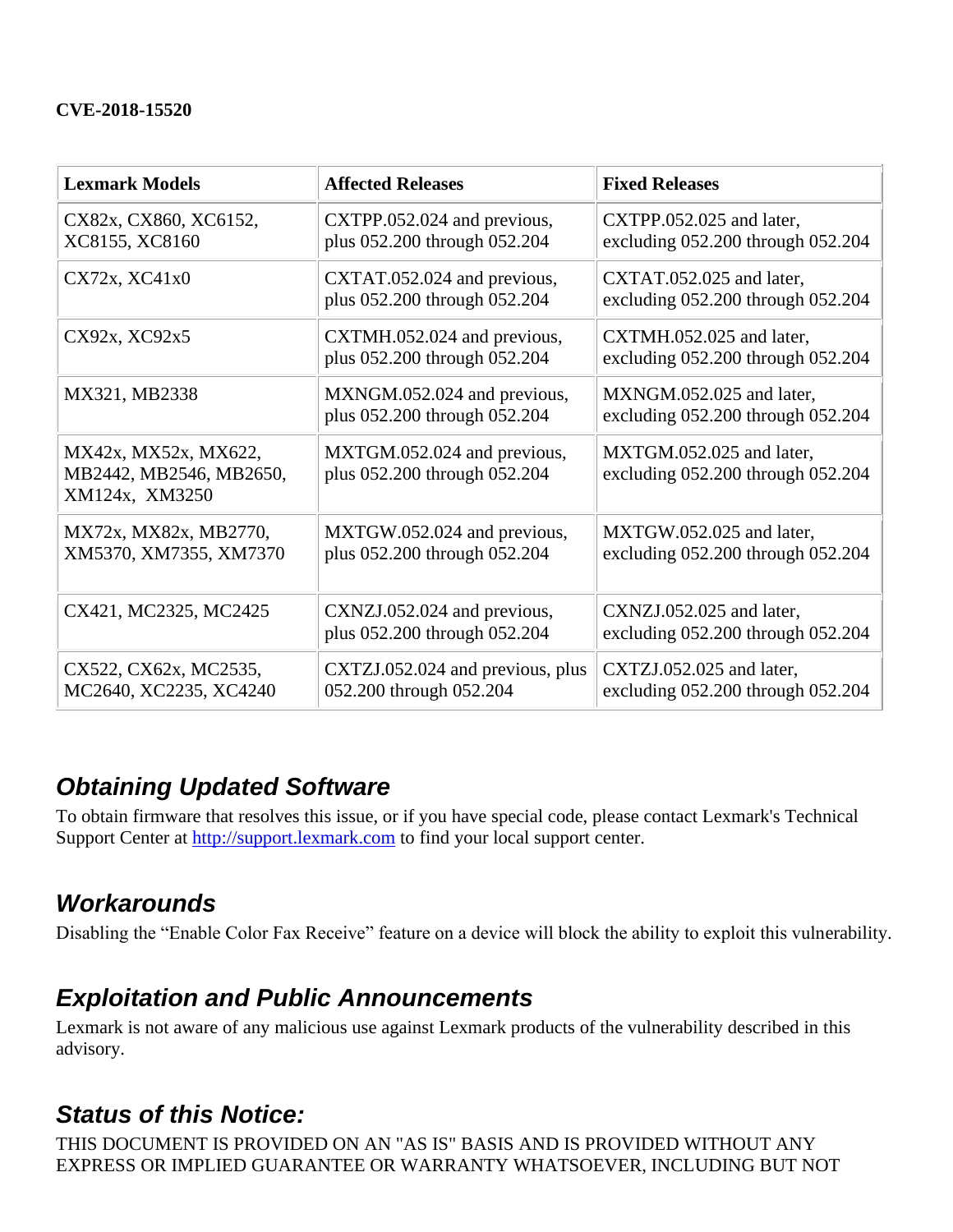**CVE-2018-15520**

| Lexmark Models | Affected Releases | Fixed Releases |
|---|---|---|
| CX82x, CX860, XC6152, XC8155, XC8160 | CXTPP.052.024 and previous, plus 052.200 through 052.204 | CXTPP.052.025 and later, excluding 052.200 through 052.204 |
| CX72x, XC41x0 | CXTAT.052.024 and previous, plus 052.200 through 052.204 | CXTAT.052.025 and later, excluding 052.200 through 052.204 |
| CX92x, XC92x5 | CXTMH.052.024 and previous, plus 052.200 through 052.204 | CXTMH.052.025 and later, excluding 052.200 through 052.204 |
| MX321, MB2338 | MXNGM.052.024 and previous, plus 052.200 through 052.204 | MXNGM.052.025 and later, excluding 052.200 through 052.204 |
| MX42x, MX52x, MX622, MB2442, MB2546, MB2650, XM124x, XM3250 | MXTGM.052.024 and previous, plus 052.200 through 052.204 | MXTGM.052.025 and later, excluding 052.200 through 052.204 |
| MX72x, MX82x, MB2770, XM5370, XM7355, XM7370 | MXTGW.052.024 and previous, plus 052.200 through 052.204 | MXTGW.052.025 and later, excluding 052.200 through 052.204 |
| CX421, MC2325, MC2425 | CXNZJ.052.024 and previous, plus 052.200 through 052.204 | CXNZJ.052.025 and later, excluding 052.200 through 052.204 |
| CX522, CX62x, MC2535, MC2640, XC2235, XC4240 | CXTZJ.052.024 and previous, plus 052.200 through 052.204 | CXTZJ.052.025 and later, excluding 052.200 through 052.204 |

## *Obtaining Updated Software*

To obtain firmware that resolves this issue, or if you have special code, please contact Lexmark's Technical Support Center at http://support.lexmark.com to find your local support center.

## *Workarounds*

Disabling the "Enable Color Fax Receive" feature on a device will block the ability to exploit this vulnerability.

## *Exploitation and Public Announcements*

Lexmark is not aware of any malicious use against Lexmark products of the vulnerability described in this advisory.

## *Status of this Notice:*

THIS DOCUMENT IS PROVIDED ON AN "AS IS" BASIS AND IS PROVIDED WITHOUT ANY EXPRESS OR IMPLIED GUARANTEE OR WARRANTY WHATSOEVER, INCLUDING BUT NOT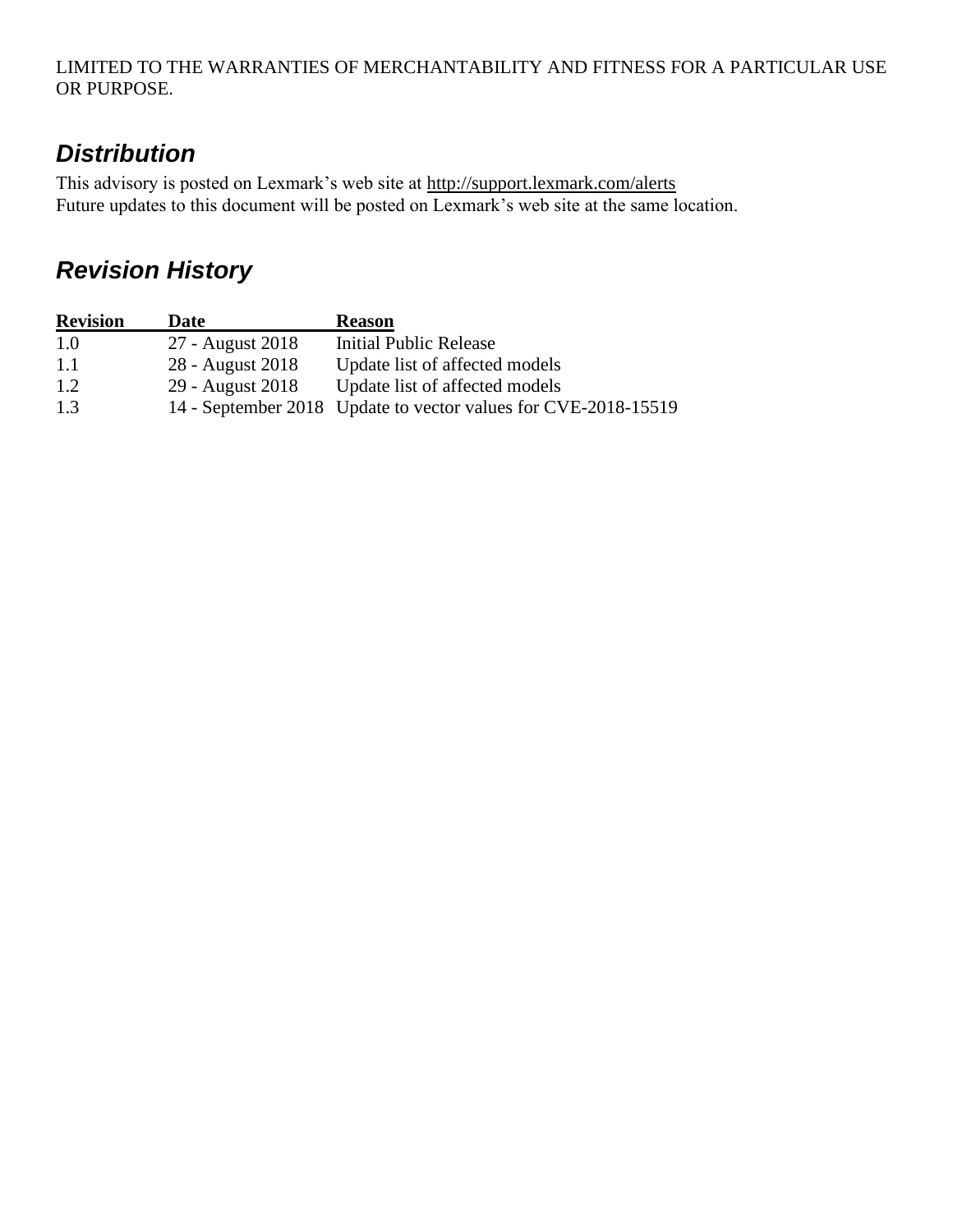LIMITED TO THE WARRANTIES OF MERCHANTABILITY AND FITNESS FOR A PARTICULAR USE OR PURPOSE.

## *Distribution*

This advisory is posted on Lexmark's web site at http://support.lexmark.com/alerts
Future updates to this document will be posted on Lexmark's web site at the same location.

## *Revision History*

| Revision | Date | Reason |
|---|---|---|
| 1.0 | 27 - August 2018 | Initial Public Release |
| 1.1 | 28 - August 2018 | Update list of affected models |
| 1.2 | 29 - August 2018 | Update list of affected models |
| 1.3 | 14 - September 2018 | Update to vector values for CVE-2018-15519 |